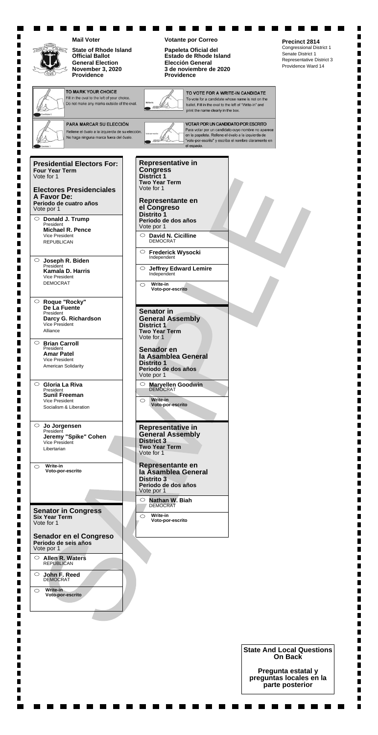**Mail Voter**

**State of Rhode Island Official Ballot General Election November 3, 2020 Providence**

**Votante por Correo**

**Papeleta Oficial del Estado de Rhode Island Elección General 3 de noviembre de 2020 Providence**

**Precinct 2814**
Congressional District 1
Senate District 1
Representative District 3
Providence Ward 14

**TO MARK YOUR CHOICE**
Fill in the oval to the left of your choice. Do not make any marks outside of the oval.

**TO VOTE FOR A WRITE-IN CANDIDATE**
To vote for a candidate whose name is not on the ballot, fill in the oval to the left of "Write-in" and print the name clearly in the box.

**PARA MARCAR SU ELECCIÓN**
Rellene el óvalo a la izquierda de su elección. No haga ninguna marca fuera del óvalo.

**VOTAR POR UN CANDIDATO POR ESCRITO**
Para votar por un candidato cuyo nombre no aparece en la papeleta. Rellene el óvalo a la izquierda de "voto-por-escrito" y escriba el nombre claramente en el espacio.

## Presidential Electors For:
**Four Year Term**
Vote for 1

## Electores Presidenciales A Favor De:
**Periodo de cuatro años**
Vote por 1

- ○ **Donald J. Trump** President / **Michael R. Pence** Vice President — REPUBLICAN
- ○ **Joseph R. Biden** President / **Kamala D. Harris** Vice President — DEMOCRAT
- ○ **Roque "Rocky" De La Fuente** President / **Darcy G. Richardson** Vice President — Alliance
- ○ **Brian Carroll** President / **Amar Patel** Vice President — American Solidarity
- ○ **Gloria La Riva** President / **Sunil Freeman** Vice President — Socialism & Liberation
- ○ **Jo Jorgensen** President / **Jeremy "Spike" Cohen** Vice President — Libertarian
- ○ **Write-in** / **Voto-por-escrito**

## Senator in Congress
**Six Year Term**
Vote for 1

## Senador en el Congreso
**Periodo de seis años**
Vote por 1

- ○ **Allen R. Waters** — REPUBLICAN
- ○ **John F. Reed** — DEMOCRAT
- ○ **Write-in** / **Voto-por-escrito**

## Representative in Congress
**District 1**
**Two Year Term**
Vote for 1

## Representante en el Congreso
**Distrito 1**
**Periodo de dos años**
Vote por 1

- ○ **David N. Cicilline** — DEMOCRAT
- ○ **Frederick Wysocki** — Independent
- ○ **Jeffrey Edward Lemire** — Independent
- ○ **Write-in** / **Voto-por-escrito**

## Senator in General Assembly
**District 1**
**Two Year Term**
Vote for 1

## Senador en la Asamblea General
**Distrito 1**
**Periodo de dos años**
Vote por 1

- ○ **Maryellen Goodwin** — DEMOCRAT
- ○ **Write-in** / **Voto-por-escrito**

## Representative in General Assembly
**District 3**
**Two Year Term**
Vote for 1

## Representante en la Asamblea General
**Distrito 3**
**Periodo de dos años**
Vote por 1

- ○ **Nathan W. Biah** — DEMOCRAT
- ○ **Write-in** / **Voto-por-escrito**

SAMPLE

**State And Local Questions On Back**

**Pregunta estatal y preguntas locales en la parte posterior**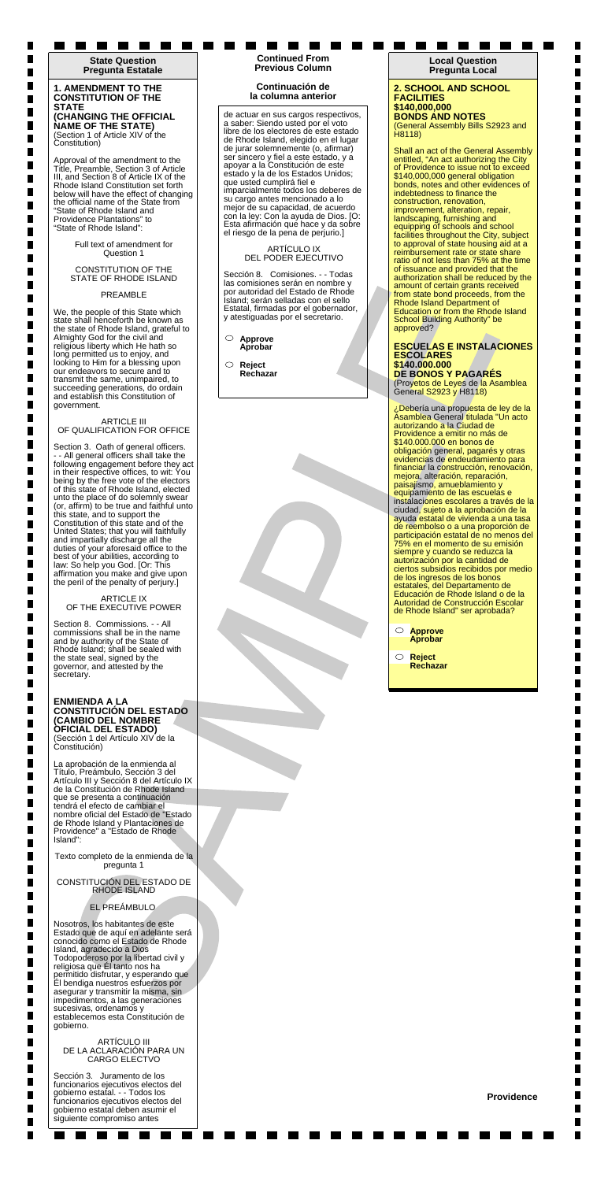## State Question
## Pregunta Estatale

### 1. AMENDMENT TO THE CONSTITUTION OF THE STATE (CHANGING THE OFFICIAL NAME OF THE STATE)

(Section 1 of Article XIV of the Constitution)

Approval of the amendment to the Title, Preamble, Section 3 of Article III, and Section 8 of Article IX of the Rhode Island Constitution set forth below will have the effect of changing the official name of the State from "State of Rhode Island and Providence Plantations" to "State of Rhode Island":

Full text of amendment for Question 1

CONSTITUTION OF THE STATE OF RHODE ISLAND

PREAMBLE

We, the people of this State which state shall henceforth be known as the state of Rhode Island, grateful to Almighty God for the civil and religious liberty which He hath so long permitted us to enjoy, and looking to Him for a blessing upon our endeavors to secure and to transmit the same, unimpaired, to succeeding generations, do ordain and establish this Constitution of government.

ARTICLE III
OF QUALIFICATION FOR OFFICE

Section 3. Oath of general officers. - - All general officers shall take the following engagement before they act in their respective offices, to wit: You being by the free vote of the electors of this state of Rhode Island, elected unto the place of do solemnly swear (or, affirm) to be true and faithful unto this state, and to support the Constitution of this state and of the United States; that you will faithfully and impartially discharge all the duties of your aforesaid office to the best of your abilities, according to law: So help you God. [Or: This affirmation you make and give upon the peril of the penalty of perjury.]

ARTICLE IX
OF THE EXECUTIVE POWER

Section 8. Commissions. - - All commissions shall be in the name and by authority of the State of Rhode Island; shall be sealed with the state seal, signed by the governor, and attested by the secretary.

### ENMIENDA A LA CONSTITUCIÓN DEL ESTADO (CAMBIO DEL NOMBRE OFICIAL DEL ESTADO)

(Sección 1 del Artículo XIV de la Constitución)

La aprobación de la enmienda al Título, Preámbulo, Sección 3 del Artículo III y Sección 8 del Artículo IX de la Constitución de Rhode Island que se presenta a continuación tendrá el efecto de cambiar el nombre oficial del Estado de "Estado de Rhode Island y Plantaciones de Providence" a "Estado de Rhode Island":

Texto completo de la enmienda de la pregunta 1

CONSTITUCIÓN DEL ESTADO DE RHODE ISLAND

EL PREÁMBULO

Nosotros, los habitantes de este Estado que de aquí en adelante será conocido como el Estado de Rhode Island, agradecido a Dios Todopoderoso por la libertad civil y religiosa que Él tanto nos ha permitido disfrutar, y esperando que Él bendiga nuestros esfuerzos por asegurar y transmitir la misma, sin impedimentos, a las generaciones sucesivas, ordenamos y establecemos esta Constitución de gobierno.

ARTÍCULO III
DE LA ACLARACIÓN PARA UN CARGO ELECTVO

Sección 3. Juramento de los funcionarios ejecutivos electos del gobierno estatal. - - Todos los funcionarios ejecutivos electos del gobierno estatal deben asumir el siguiente compromiso antes

## Continued From Previous Column
## Continuación de la columna anterior

de actuar en sus cargos respectivos, a saber: Siendo usted por el voto libre de los electores de este estado de Rhode Island, elegido en el lugar de jurar solemnemente (o, afirmar) ser sincero y fiel a este estado, y a apoyar a la Constitución de este estado y la de los Estados Unidos; que usted cumplirá fiel e imparcialmente todos los deberes de su cargo antes mencionado a lo mejor de su capacidad, de acuerdo con la ley: Con la ayuda de Dios. [O: Esta afirmación que hace y da sobre el riesgo de la pena de perjurio.]

ARTÍCULO IX
DEL PODER EJECUTIVO

Sección 8. Comisiones. - - Todas las comisiones serán en nombre y por autoridad del Estado de Rhode Island; serán selladas con el sello Estatal, firmadas por el gobernador, y atestiguadas por el secretario.

- ○ **Approve / Aprobar**
- ○ **Reject / Rechazar**

## Local Question
## Pregunta Local

### 2. SCHOOL AND SCHOOL FACILITIES $140,000,000 BONDS AND NOTES

(General Assembly Bills S2923 and H8118)

Shall an act of the General Assembly entitled, "An act authorizing the City of Providence to issue not to exceed $140,000,000 general obligation bonds, notes and other evidences of indebtedness to finance the construction, renovation, improvement, alteration, repair, landscaping, furnishing and equipping of schools and school facilities throughout the City, subject to approval of state housing aid at a reimbursement rate or state share ratio of not less than 75% at the time of issuance and provided that the authorization shall be reduced by the amount of certain grants received from state bond proceeds, from the Rhode Island Department of Education or from the Rhode Island School Building Authority" be approved?

### ESCUELAS E INSTALACIONES ESCOLARES $140.000.000 DE BONOS Y PAGARÉS

(Proyetos de Leyes de la Asamblea General S2923 y H8118)

¿Debería una propuesta de ley de la Asamblea General titulada "Un acto autorizando a la Ciudad de Providence a emitir no más de $140.000.000 en bonos de obligación general, pagarés y otras evidencias de endeudamiento para financiar la construcción, renovación, mejora, alteración, reparación, paisajismo, amueblamiento y equipamiento de las escuelas e instalaciones escolares a través de la ciudad, sujeto a la aprobación de la ayuda estatal de vivienda a una tasa de reembolso o a una proporción de participación estatal de no menos del 75% en el momento de su emisión siempre y cuando se reduzca la autorización por la cantidad de ciertos subsidios recibidos por medio de los ingresos de los bonos estatales, del Departamento de Educación de Rhode Island o de la Autoridad de Construcción Escolar de Rhode Island" ser aprobada?

- ○ **Approve / Aprobar**
- ○ **Reject / Rechazar**

Providence